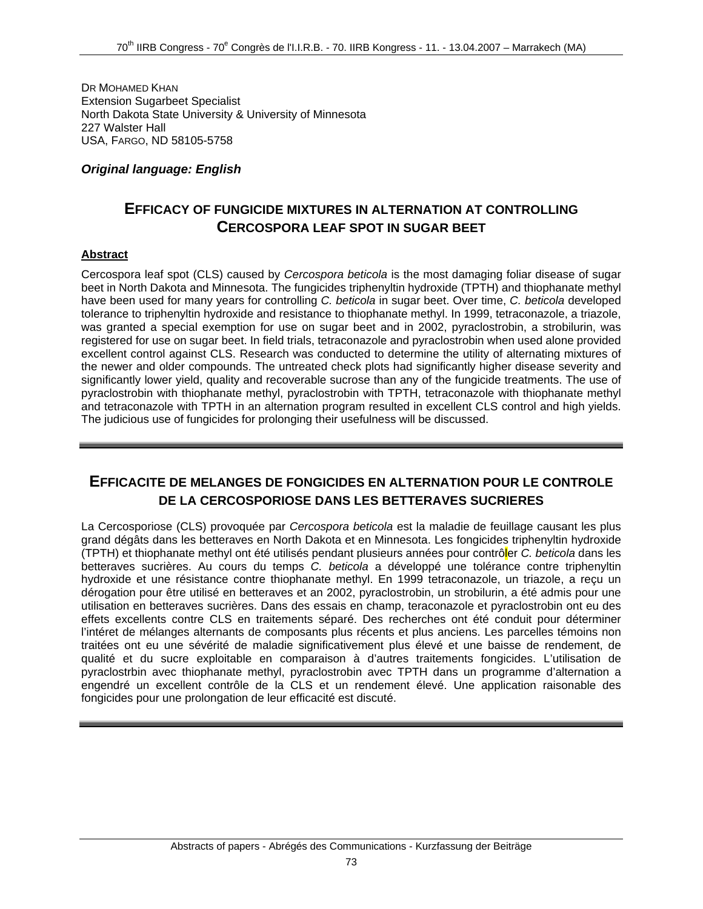DR MOHAMED KHAN
Extension Sugarbeet Specialist
North Dakota State University & University of Minnesota
227 Walster Hall
USA, FARGO, ND 58105-5758

***Original language: English***

## EFFICACY OF FUNGICIDE MIXTURES IN ALTERNATION AT CONTROLLING CERCOSPORA LEAF SPOT IN SUGAR BEET

**Abstract**

Cercospora leaf spot (CLS) caused by *Cercospora beticola* is the most damaging foliar disease of sugar beet in North Dakota and Minnesota. The fungicides triphenyltin hydroxide (TPTH) and thiophanate methyl have been used for many years for controlling *C. beticola* in sugar beet. Over time, *C. beticola* developed tolerance to triphenyltin hydroxide and resistance to thiophanate methyl. In 1999, tetraconazole, a triazole, was granted a special exemption for use on sugar beet and in 2002, pyraclostrobin, a strobilurin, was registered for use on sugar beet. In field trials, tetraconazole and pyraclostrobin when used alone provided excellent control against CLS. Research was conducted to determine the utility of alternating mixtures of the newer and older compounds. The untreated check plots had significantly higher disease severity and significantly lower yield, quality and recoverable sucrose than any of the fungicide treatments. The use of pyraclostrobin with thiophanate methyl, pyraclostrobin with TPTH, tetraconazole with thiophanate methyl and tetraconazole with TPTH in an alternation program resulted in excellent CLS control and high yields. The judicious use of fungicides for prolonging their usefulness will be discussed.

---

## EFFICACITE DE MELANGES DE FONGICIDES EN ALTERNATION POUR LE CONTROLE DE LA CERCOSPORIOSE DANS LES BETTERAVES SUCRIERES

La Cercosporiose (CLS) provoquée par *Cercospora beticola* est la maladie de feuillage causant les plus grand dégâts dans les betteraves en North Dakota et en Minnesota. Les fongicides triphenyltin hydroxide (TPTH) et thiophanate methyl ont été utilisés pendant plusieurs années pour contrôler *C. beticola* dans les betteraves sucrières. Au cours du temps *C. beticola* a développé une tolérance contre triphenyltin hydroxide et une résistance contre thiophanate methyl. En 1999 tetraconazole, un triazole, a reçu un dérogation pour être utilisé en betteraves et an 2002, pyraclostrobin, un strobilurin, a été admis pour une utilisation en betteraves sucrières. Dans des essais en champ, teraconazole et pyraclostrobin ont eu des effets excellents contre CLS en traitements séparé. Des recherches ont été conduit pour déterminer l'intéret de mélanges alternants de composants plus récents et plus anciens. Les parcelles témoins non traitées ont eu une sévérité de maladie significativement plus élevé et une baisse de rendement, de qualité et du sucre exploitable en comparaison à d'autres traitements fongicides. L'utilisation de pyraclostrbin avec thiophanate methyl, pyraclostrobin avec TPTH dans un programme d'alternation a engendré un excellent contrôle de la CLS et un rendement élevé. Une application raisonable des fongicides pour une prolongation de leur efficacité est discuté.

---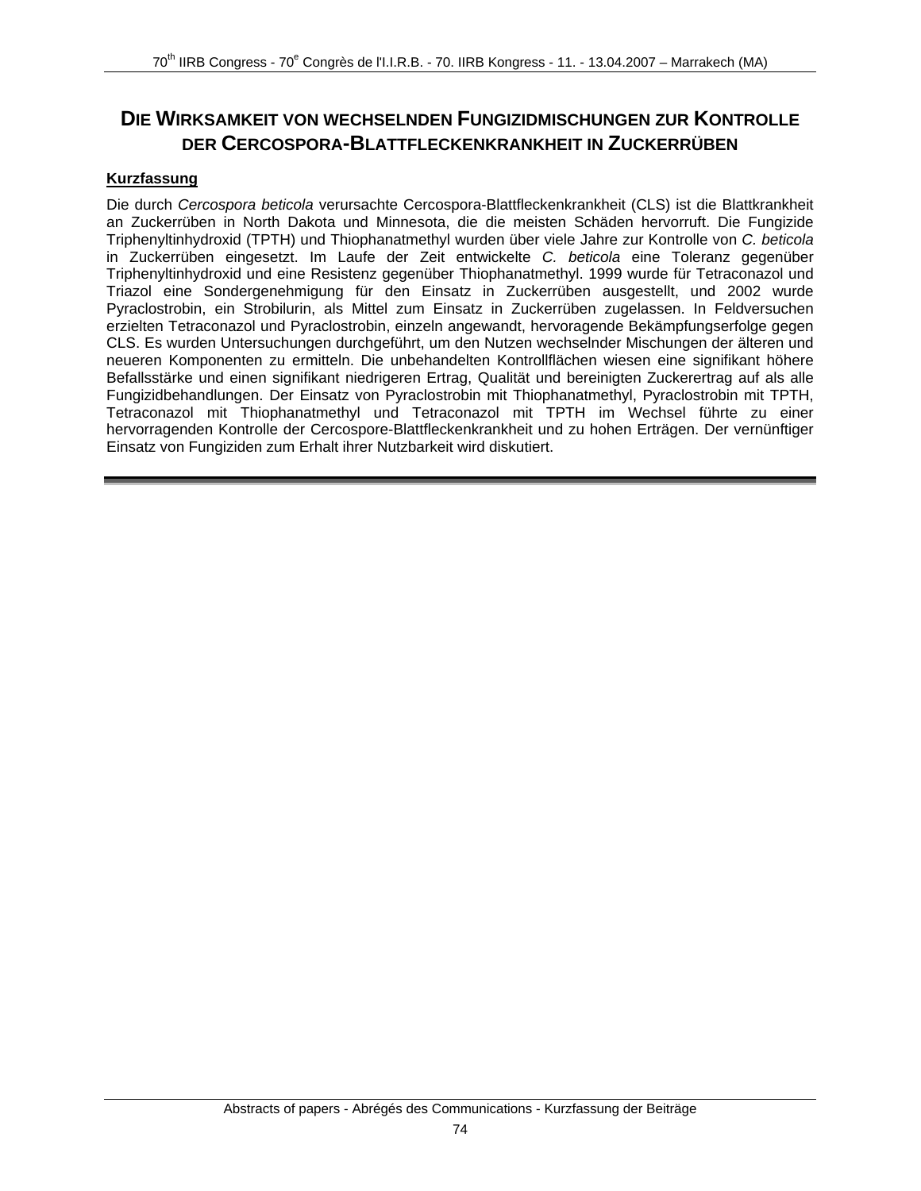# DIE WIRKSAMKEIT VON WECHSELNDEN FUNGIZIDMISCHUNGEN ZUR KONTROLLE DER CERCOSPORA-BLATTFLECKENKRANKHEIT IN ZUCKERRÜBEN

**Kurzfassung**

Die durch *Cercospora beticola* verursachte Cercospora-Blattfleckenkrankheit (CLS) ist die Blattkrankheit an Zuckerrüben in North Dakota und Minnesota, die die meisten Schäden hervorruft. Die Fungizide Triphenyltinhydroxid (TPTH) und Thiophanatmethyl wurden über viele Jahre zur Kontrolle von *C. beticola* in Zuckerrüben eingesetzt. Im Laufe der Zeit entwickelte *C. beticola* eine Toleranz gegenüber Triphenyltinhydroxid und eine Resistenz gegenüber Thiophanatmethyl. 1999 wurde für Tetraconazol und Triazol eine Sondergenehmigung für den Einsatz in Zuckerrüben ausgestellt, und 2002 wurde Pyraclostrobin, ein Strobilurin, als Mittel zum Einsatz in Zuckerrüben zugelassen. In Feldversuchen erzielten Tetraconazol und Pyraclostrobin, einzeln angewandt, hervoragende Bekämpfungserfolge gegen CLS. Es wurden Untersuchungen durchgeführt, um den Nutzen wechselnder Mischungen der älteren und neueren Komponenten zu ermitteln. Die unbehandelten Kontrollflächen wiesen eine signifikant höhere Befallsstärke und einen signifikant niedrigeren Ertrag, Qualität und bereinigten Zuckerertrag auf als alle Fungizidbehandlungen. Der Einsatz von Pyraclostrobin mit Thiophanatmethyl, Pyraclostrobin mit TPTH, Tetraconazol mit Thiophanatmethyl und Tetraconazol mit TPTH im Wechsel führte zu einer hervorragenden Kontrolle der Cercospore-Blattfleckenkrankheit und zu hohen Erträgen. Der vernünftiger Einsatz von Fungiziden zum Erhalt ihrer Nutzbarkeit wird diskutiert.